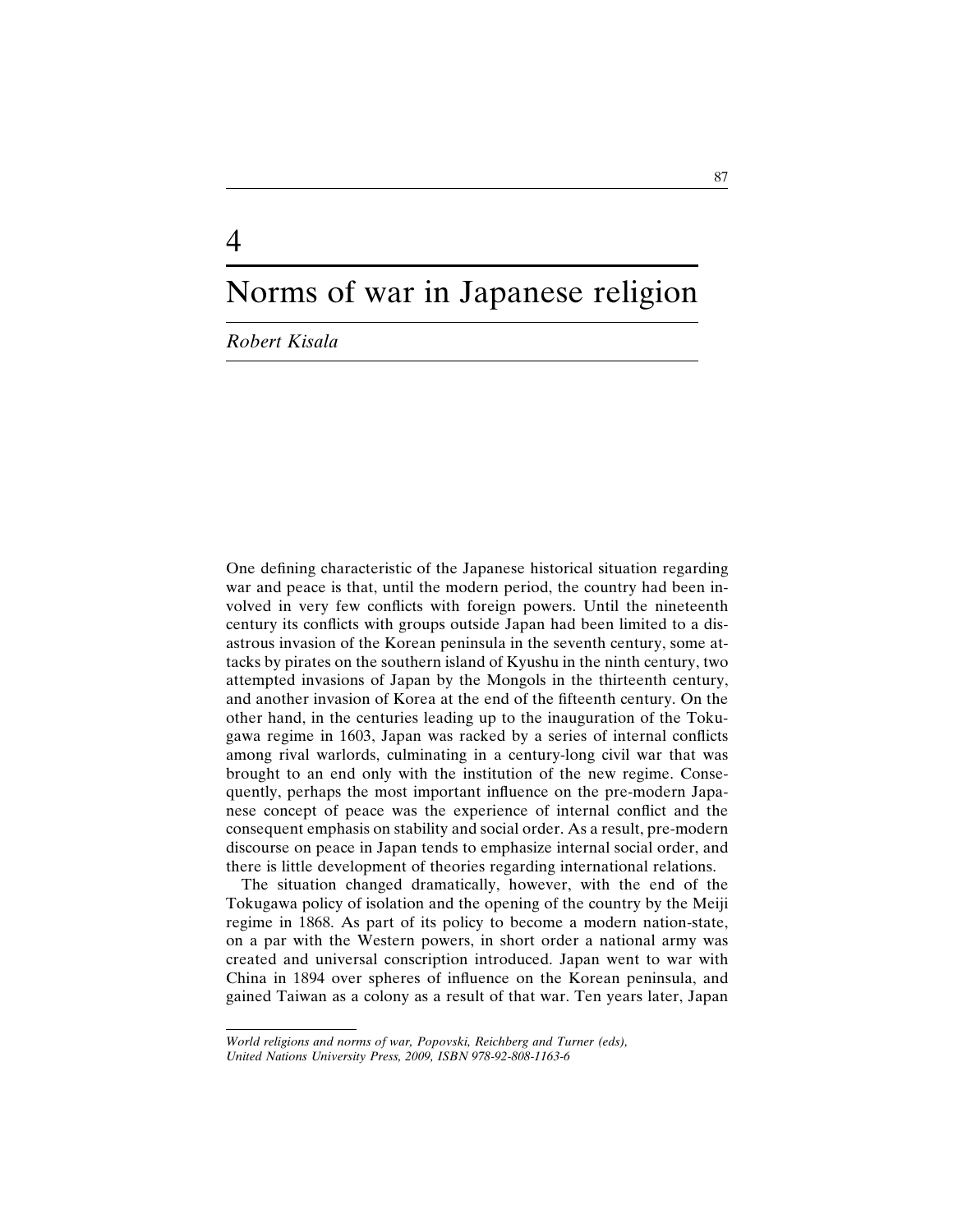# 4

# Norms of war in Japanese religion

*Robert Kisala*

One defining characteristic of the Japanese historical situation regarding war and peace is that, until the modern period, the country had been involved in very few conflicts with foreign powers. Until the nineteenth century its conflicts with groups outside Japan had been limited to a disastrous invasion of the Korean peninsula in the seventh century, some attacks by pirates on the southern island of Kyushu in the ninth century, two attempted invasions of Japan by the Mongols in the thirteenth century, and another invasion of Korea at the end of the fifteenth century. On the other hand, in the centuries leading up to the inauguration of the Tokugawa regime in 1603, Japan was racked by a series of internal conflicts among rival warlords, culminating in a century-long civil war that was brought to an end only with the institution of the new regime. Consequently, perhaps the most important influence on the pre-modern Japanese concept of peace was the experience of internal conflict and the consequent emphasis on stability and social order. As a result, pre-modern discourse on peace in Japan tends to emphasize internal social order, and there is little development of theories regarding international relations.

The situation changed dramatically, however, with the end of the Tokugawa policy of isolation and the opening of the country by the Meiji regime in 1868. As part of its policy to become a modern nation-state, on a par with the Western powers, in short order a national army was created and universal conscription introduced. Japan went to war with China in 1894 over spheres of influence on the Korean peninsula, and gained Taiwan as a colony as a result of that war. Ten years later, Japan

*World religions and norms of war, Popovski, Reichberg and Turner (eds), United Nations University Press, 2009, ISBN 978-92-808-1163-6*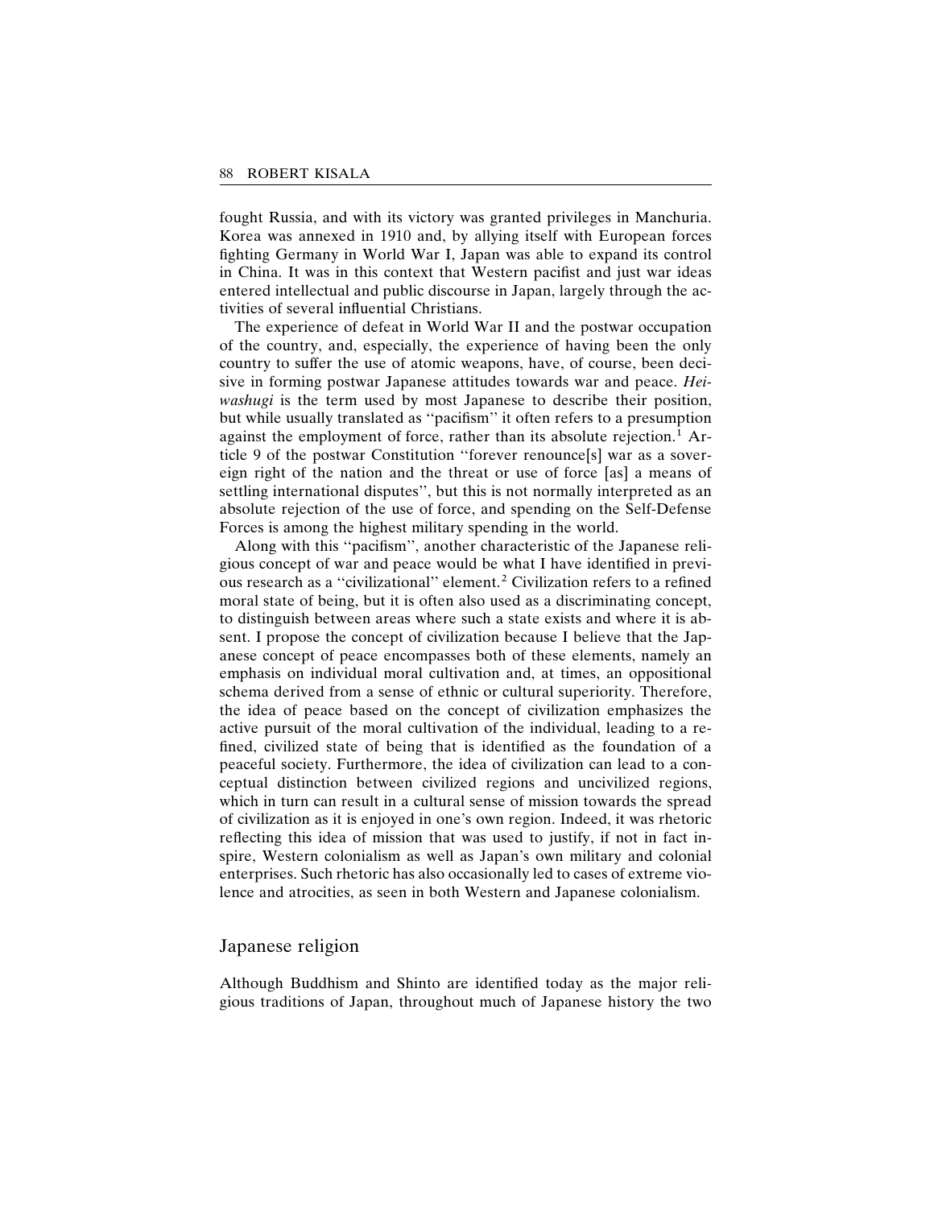fought Russia, and with its victory was granted privileges in Manchuria. Korea was annexed in 1910 and, by allying itself with European forces fighting Germany in World War I, Japan was able to expand its control in China. It was in this context that Western pacifist and just war ideas entered intellectual and public discourse in Japan, largely through the activities of several influential Christians.

The experience of defeat in World War II and the postwar occupation of the country, and, especially, the experience of having been the only country to suffer the use of atomic weapons, have, of course, been decisive in forming postwar Japanese attitudes towards war and peace. *Heiwashugi* is the term used by most Japanese to describe their position, but while usually translated as ''pacifism'' it often refers to a presumption against the employment of force, rather than its absolute rejection.[1] Article 9 of the postwar Constitution ''forever renounce[s] war as a sovereign right of the nation and the threat or use of force [as] a means of settling international disputes'', but this is not normally interpreted as an absolute rejection of the use of force, and spending on the Self-Defense Forces is among the highest military spending in the world.

Along with this ''pacifism'', another characteristic of the Japanese religious concept of war and peace would be what I have identified in previous research as a ''civilizational'' element.[2] Civilization refers to a refined moral state of being, but it is often also used as a discriminating concept, to distinguish between areas where such a state exists and where it is absent. I propose the concept of civilization because I believe that the Japanese concept of peace encompasses both of these elements, namely an emphasis on individual moral cultivation and, at times, an oppositional schema derived from a sense of ethnic or cultural superiority. Therefore, the idea of peace based on the concept of civilization emphasizes the active pursuit of the moral cultivation of the individual, leading to a refined, civilized state of being that is identified as the foundation of a peaceful society. Furthermore, the idea of civilization can lead to a conceptual distinction between civilized regions and uncivilized regions, which in turn can result in a cultural sense of mission towards the spread of civilization as it is enjoyed in one's own region. Indeed, it was rhetoric reflecting this idea of mission that was used to justify, if not in fact inspire, Western colonialism as well as Japan's own military and colonial enterprises. Such rhetoric has also occasionally led to cases of extreme violence and atrocities, as seen in both Western and Japanese colonialism.

## Japanese religion

Although Buddhism and Shinto are identified today as the major religious traditions of Japan, throughout much of Japanese history the two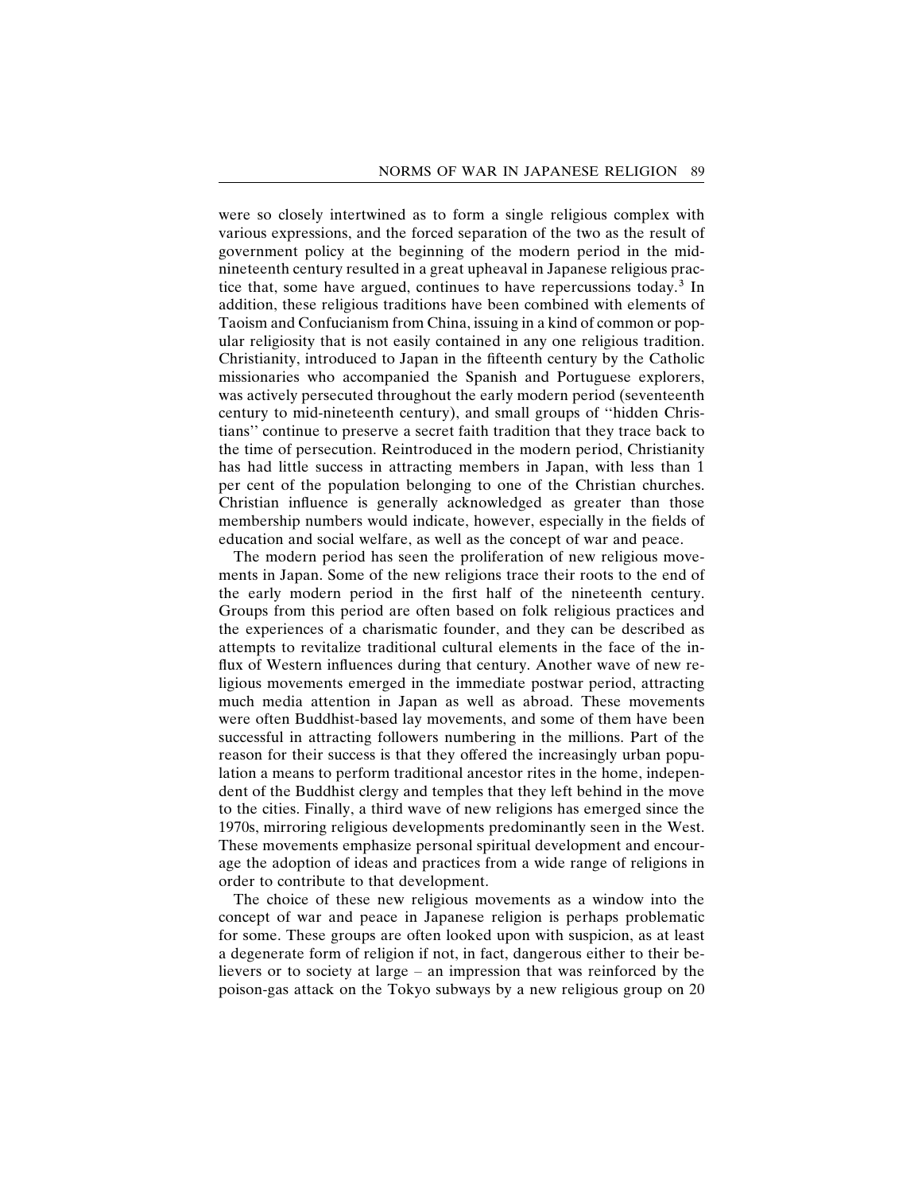were so closely intertwined as to form a single religious complex with various expressions, and the forced separation of the two as the result of government policy at the beginning of the modern period in the mid-nineteenth century resulted in a great upheaval in Japanese religious practice that, some have argued, continues to have repercussions today.[3] In addition, these religious traditions have been combined with elements of Taoism and Confucianism from China, issuing in a kind of common or popular religiosity that is not easily contained in any one religious tradition. Christianity, introduced to Japan in the fifteenth century by the Catholic missionaries who accompanied the Spanish and Portuguese explorers, was actively persecuted throughout the early modern period (seventeenth century to mid-nineteenth century), and small groups of ''hidden Christians'' continue to preserve a secret faith tradition that they trace back to the time of persecution. Reintroduced in the modern period, Christianity has had little success in attracting members in Japan, with less than 1 per cent of the population belonging to one of the Christian churches. Christian influence is generally acknowledged as greater than those membership numbers would indicate, however, especially in the fields of education and social welfare, as well as the concept of war and peace.

The modern period has seen the proliferation of new religious movements in Japan. Some of the new religions trace their roots to the end of the early modern period in the first half of the nineteenth century. Groups from this period are often based on folk religious practices and the experiences of a charismatic founder, and they can be described as attempts to revitalize traditional cultural elements in the face of the influx of Western influences during that century. Another wave of new religious movements emerged in the immediate postwar period, attracting much media attention in Japan as well as abroad. These movements were often Buddhist-based lay movements, and some of them have been successful in attracting followers numbering in the millions. Part of the reason for their success is that they offered the increasingly urban population a means to perform traditional ancestor rites in the home, independent of the Buddhist clergy and temples that they left behind in the move to the cities. Finally, a third wave of new religions has emerged since the 1970s, mirroring religious developments predominantly seen in the West. These movements emphasize personal spiritual development and encourage the adoption of ideas and practices from a wide range of religions in order to contribute to that development.

The choice of these new religious movements as a window into the concept of war and peace in Japanese religion is perhaps problematic for some. These groups are often looked upon with suspicion, as at least a degenerate form of religion if not, in fact, dangerous either to their believers or to society at large – an impression that was reinforced by the poison-gas attack on the Tokyo subways by a new religious group on 20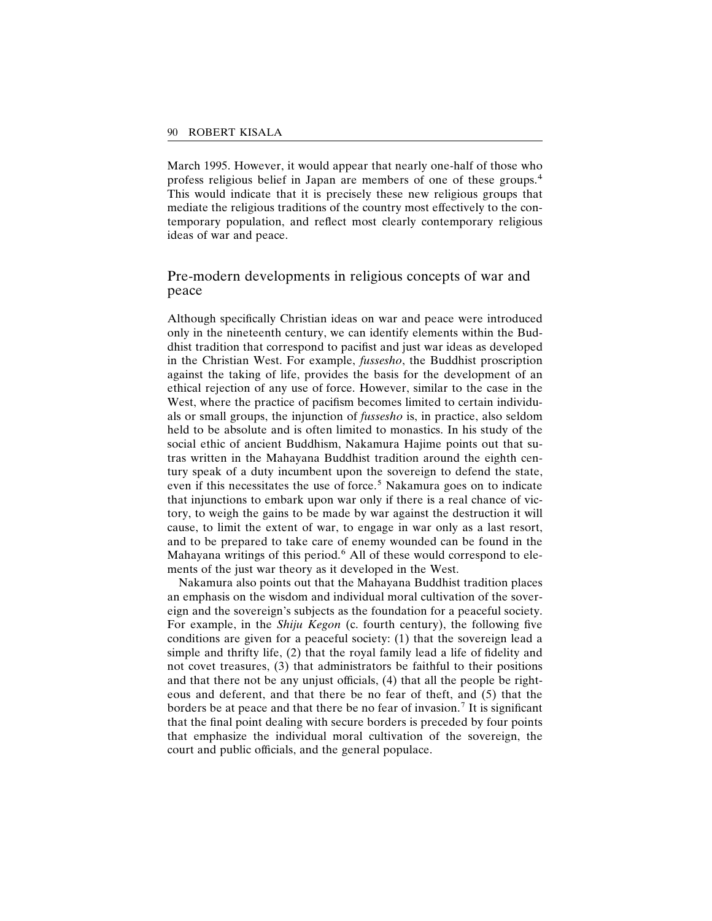March 1995. However, it would appear that nearly one-half of those who profess religious belief in Japan are members of one of these groups.[4] This would indicate that it is precisely these new religious groups that mediate the religious traditions of the country most effectively to the contemporary population, and reflect most clearly contemporary religious ideas of war and peace.

## Pre-modern developments in religious concepts of war and peace

Although specifically Christian ideas on war and peace were introduced only in the nineteenth century, we can identify elements within the Buddhist tradition that correspond to pacifist and just war ideas as developed in the Christian West. For example, *fussesho*, the Buddhist proscription against the taking of life, provides the basis for the development of an ethical rejection of any use of force. However, similar to the case in the West, where the practice of pacifism becomes limited to certain individuals or small groups, the injunction of *fussesho* is, in practice, also seldom held to be absolute and is often limited to monastics. In his study of the social ethic of ancient Buddhism, Nakamura Hajime points out that sutras written in the Mahayana Buddhist tradition around the eighth century speak of a duty incumbent upon the sovereign to defend the state, even if this necessitates the use of force.[5] Nakamura goes on to indicate that injunctions to embark upon war only if there is a real chance of victory, to weigh the gains to be made by war against the destruction it will cause, to limit the extent of war, to engage in war only as a last resort, and to be prepared to take care of enemy wounded can be found in the Mahayana writings of this period.[6] All of these would correspond to elements of the just war theory as it developed in the West.

Nakamura also points out that the Mahayana Buddhist tradition places an emphasis on the wisdom and individual moral cultivation of the sovereign and the sovereign's subjects as the foundation for a peaceful society. For example, in the *Shiju Kegon* (c. fourth century), the following five conditions are given for a peaceful society: (1) that the sovereign lead a simple and thrifty life, (2) that the royal family lead a life of fidelity and not covet treasures, (3) that administrators be faithful to their positions and that there not be any unjust officials, (4) that all the people be righteous and deferent, and that there be no fear of theft, and (5) that the borders be at peace and that there be no fear of invasion.[7] It is significant that the final point dealing with secure borders is preceded by four points that emphasize the individual moral cultivation of the sovereign, the court and public officials, and the general populace.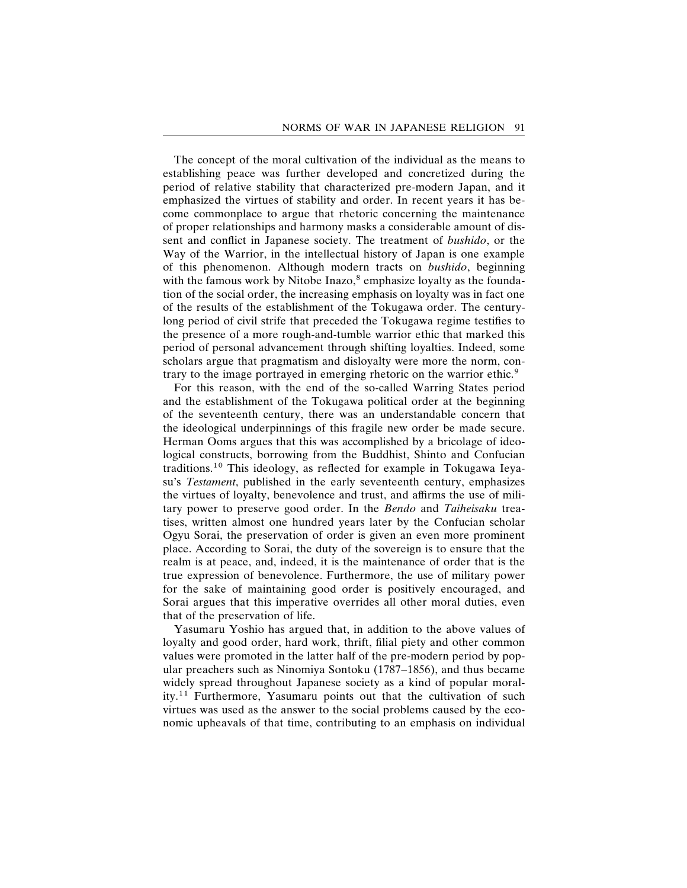The concept of the moral cultivation of the individual as the means to establishing peace was further developed and concretized during the period of relative stability that characterized pre-modern Japan, and it emphasized the virtues of stability and order. In recent years it has become commonplace to argue that rhetoric concerning the maintenance of proper relationships and harmony masks a considerable amount of dissent and conflict in Japanese society. The treatment of *bushido*, or the Way of the Warrior, in the intellectual history of Japan is one example of this phenomenon. Although modern tracts on *bushido*, beginning with the famous work by Nitobe Inazo,[8] emphasize loyalty as the foundation of the social order, the increasing emphasis on loyalty was in fact one of the results of the establishment of the Tokugawa order. The century-long period of civil strife that preceded the Tokugawa regime testifies to the presence of a more rough-and-tumble warrior ethic that marked this period of personal advancement through shifting loyalties. Indeed, some scholars argue that pragmatism and disloyalty were more the norm, contrary to the image portrayed in emerging rhetoric on the warrior ethic.[9]

For this reason, with the end of the so-called Warring States period and the establishment of the Tokugawa political order at the beginning of the seventeenth century, there was an understandable concern that the ideological underpinnings of this fragile new order be made secure. Herman Ooms argues that this was accomplished by a bricolage of ideological constructs, borrowing from the Buddhist, Shinto and Confucian traditions.[10] This ideology, as reflected for example in Tokugawa Ieyasu's *Testament*, published in the early seventeenth century, emphasizes the virtues of loyalty, benevolence and trust, and affirms the use of military power to preserve good order. In the *Bendo* and *Taiheisaku* treatises, written almost one hundred years later by the Confucian scholar Ogyu Sorai, the preservation of order is given an even more prominent place. According to Sorai, the duty of the sovereign is to ensure that the realm is at peace, and, indeed, it is the maintenance of order that is the true expression of benevolence. Furthermore, the use of military power for the sake of maintaining good order is positively encouraged, and Sorai argues that this imperative overrides all other moral duties, even that of the preservation of life.

Yasumaru Yoshio has argued that, in addition to the above values of loyalty and good order, hard work, thrift, filial piety and other common values were promoted in the latter half of the pre-modern period by popular preachers such as Ninomiya Sontoku (1787–1856), and thus became widely spread throughout Japanese society as a kind of popular morality.[11] Furthermore, Yasumaru points out that the cultivation of such virtues was used as the answer to the social problems caused by the economic upheavals of that time, contributing to an emphasis on individual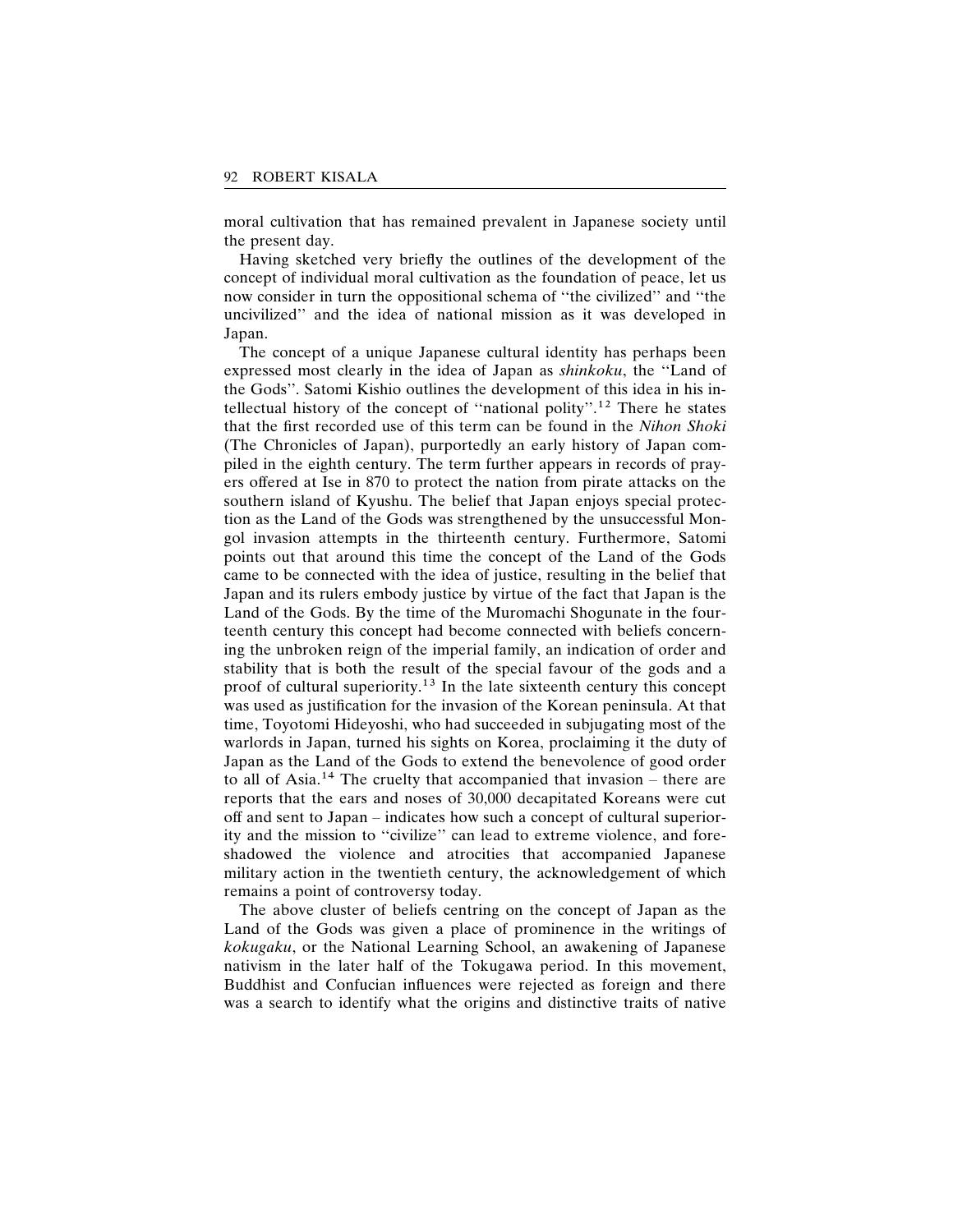moral cultivation that has remained prevalent in Japanese society until the present day.

Having sketched very briefly the outlines of the development of the concept of individual moral cultivation as the foundation of peace, let us now consider in turn the oppositional schema of ''the civilized'' and ''the uncivilized'' and the idea of national mission as it was developed in Japan.

The concept of a unique Japanese cultural identity has perhaps been expressed most clearly in the idea of Japan as *shinkoku*, the ''Land of the Gods''. Satomi Kishio outlines the development of this idea in his intellectual history of the concept of ''national polity''.[12] There he states that the first recorded use of this term can be found in the *Nihon Shoki* (The Chronicles of Japan), purportedly an early history of Japan compiled in the eighth century. The term further appears in records of prayers offered at Ise in 870 to protect the nation from pirate attacks on the southern island of Kyushu. The belief that Japan enjoys special protection as the Land of the Gods was strengthened by the unsuccessful Mongol invasion attempts in the thirteenth century. Furthermore, Satomi points out that around this time the concept of the Land of the Gods came to be connected with the idea of justice, resulting in the belief that Japan and its rulers embody justice by virtue of the fact that Japan is the Land of the Gods. By the time of the Muromachi Shogunate in the fourteenth century this concept had become connected with beliefs concerning the unbroken reign of the imperial family, an indication of order and stability that is both the result of the special favour of the gods and a proof of cultural superiority.[13] In the late sixteenth century this concept was used as justification for the invasion of the Korean peninsula. At that time, Toyotomi Hideyoshi, who had succeeded in subjugating most of the warlords in Japan, turned his sights on Korea, proclaiming it the duty of Japan as the Land of the Gods to extend the benevolence of good order to all of Asia.[14] The cruelty that accompanied that invasion – there are reports that the ears and noses of 30,000 decapitated Koreans were cut off and sent to Japan – indicates how such a concept of cultural superiority and the mission to ''civilize'' can lead to extreme violence, and foreshadowed the violence and atrocities that accompanied Japanese military action in the twentieth century, the acknowledgement of which remains a point of controversy today.

The above cluster of beliefs centring on the concept of Japan as the Land of the Gods was given a place of prominence in the writings of *kokugaku*, or the National Learning School, an awakening of Japanese nativism in the later half of the Tokugawa period. In this movement, Buddhist and Confucian influences were rejected as foreign and there was a search to identify what the origins and distinctive traits of native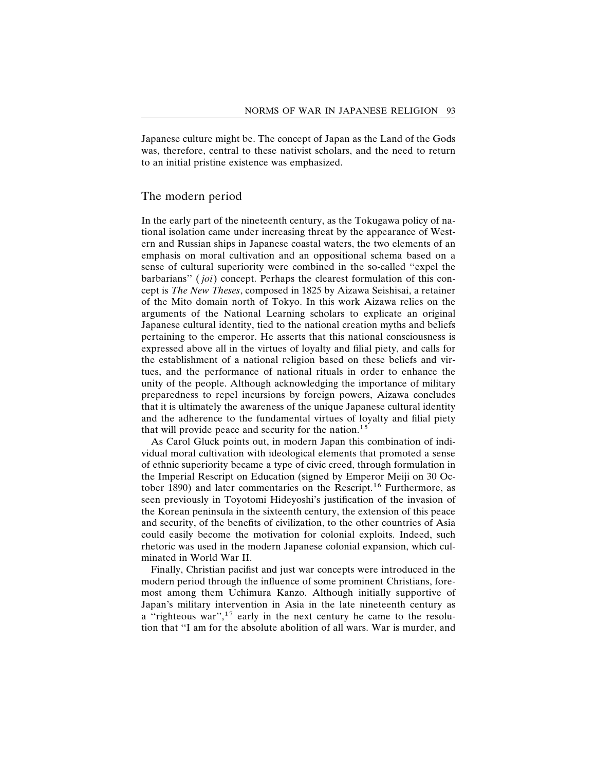Japanese culture might be. The concept of Japan as the Land of the Gods was, therefore, central to these nativist scholars, and the need to return to an initial pristine existence was emphasized.

## The modern period

In the early part of the nineteenth century, as the Tokugawa policy of national isolation came under increasing threat by the appearance of Western and Russian ships in Japanese coastal waters, the two elements of an emphasis on moral cultivation and an oppositional schema based on a sense of cultural superiority were combined in the so-called "expel the barbarians" (*joi*) concept. Perhaps the clearest formulation of this concept is *The New Theses*, composed in 1825 by Aizawa Seishisai, a retainer of the Mito domain north of Tokyo. In this work Aizawa relies on the arguments of the National Learning scholars to explicate an original Japanese cultural identity, tied to the national creation myths and beliefs pertaining to the emperor. He asserts that this national consciousness is expressed above all in the virtues of loyalty and filial piety, and calls for the establishment of a national religion based on these beliefs and virtues, and the performance of national rituals in order to enhance the unity of the people. Although acknowledging the importance of military preparedness to repel incursions by foreign powers, Aizawa concludes that it is ultimately the awareness of the unique Japanese cultural identity and the adherence to the fundamental virtues of loyalty and filial piety that will provide peace and security for the nation.[15]

As Carol Gluck points out, in modern Japan this combination of individual moral cultivation with ideological elements that promoted a sense of ethnic superiority became a type of civic creed, through formulation in the Imperial Rescript on Education (signed by Emperor Meiji on 30 October 1890) and later commentaries on the Rescript.[16] Furthermore, as seen previously in Toyotomi Hideyoshi's justification of the invasion of the Korean peninsula in the sixteenth century, the extension of this peace and security, of the benefits of civilization, to the other countries of Asia could easily become the motivation for colonial exploits. Indeed, such rhetoric was used in the modern Japanese colonial expansion, which culminated in World War II.

Finally, Christian pacifist and just war concepts were introduced in the modern period through the influence of some prominent Christians, foremost among them Uchimura Kanzo. Although initially supportive of Japan's military intervention in Asia in the late nineteenth century as a "righteous war",[17] early in the next century he came to the resolution that "I am for the absolute abolition of all wars. War is murder, and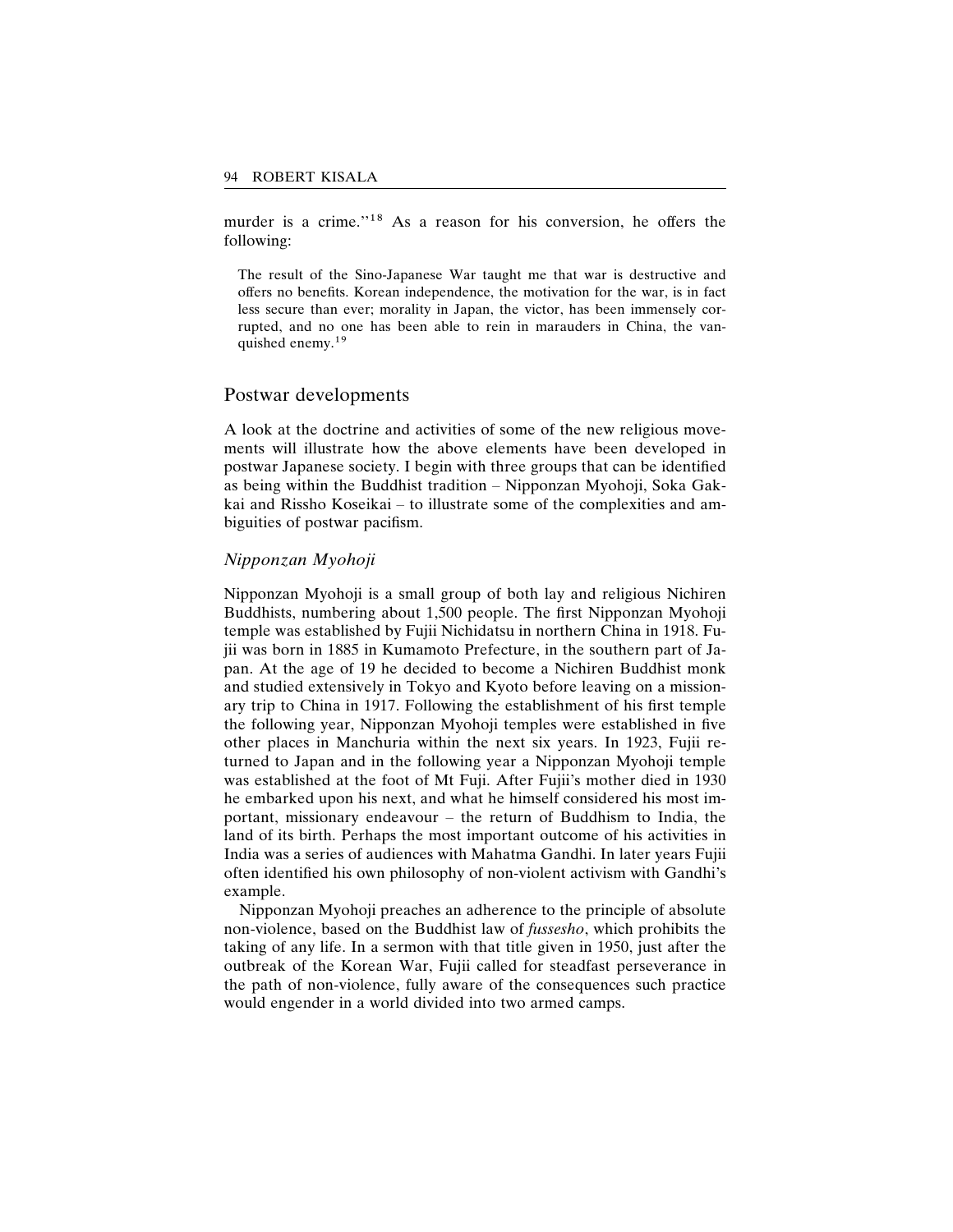murder is a crime."[18] As a reason for his conversion, he offers the following:

> The result of the Sino-Japanese War taught me that war is destructive and offers no benefits. Korean independence, the motivation for the war, is in fact less secure than ever; morality in Japan, the victor, has been immensely corrupted, and no one has been able to rein in marauders in China, the vanquished enemy.[19]

## Postwar developments

A look at the doctrine and activities of some of the new religious movements will illustrate how the above elements have been developed in postwar Japanese society. I begin with three groups that can be identified as being within the Buddhist tradition – Nipponzan Myohoji, Soka Gakkai and Rissho Koseikai – to illustrate some of the complexities and ambiguities of postwar pacifism.

### *Nipponzan Myohoji*

Nipponzan Myohoji is a small group of both lay and religious Nichiren Buddhists, numbering about 1,500 people. The first Nipponzan Myohoji temple was established by Fujii Nichidatsu in northern China in 1918. Fujii was born in 1885 in Kumamoto Prefecture, in the southern part of Japan. At the age of 19 he decided to become a Nichiren Buddhist monk and studied extensively in Tokyo and Kyoto before leaving on a missionary trip to China in 1917. Following the establishment of his first temple the following year, Nipponzan Myohoji temples were established in five other places in Manchuria within the next six years. In 1923, Fujii returned to Japan and in the following year a Nipponzan Myohoji temple was established at the foot of Mt Fuji. After Fujii's mother died in 1930 he embarked upon his next, and what he himself considered his most important, missionary endeavour – the return of Buddhism to India, the land of its birth. Perhaps the most important outcome of his activities in India was a series of audiences with Mahatma Gandhi. In later years Fujii often identified his own philosophy of non-violent activism with Gandhi's example.

Nipponzan Myohoji preaches an adherence to the principle of absolute non-violence, based on the Buddhist law of *fussesho*, which prohibits the taking of any life. In a sermon with that title given in 1950, just after the outbreak of the Korean War, Fujii called for steadfast perseverance in the path of non-violence, fully aware of the consequences such practice would engender in a world divided into two armed camps.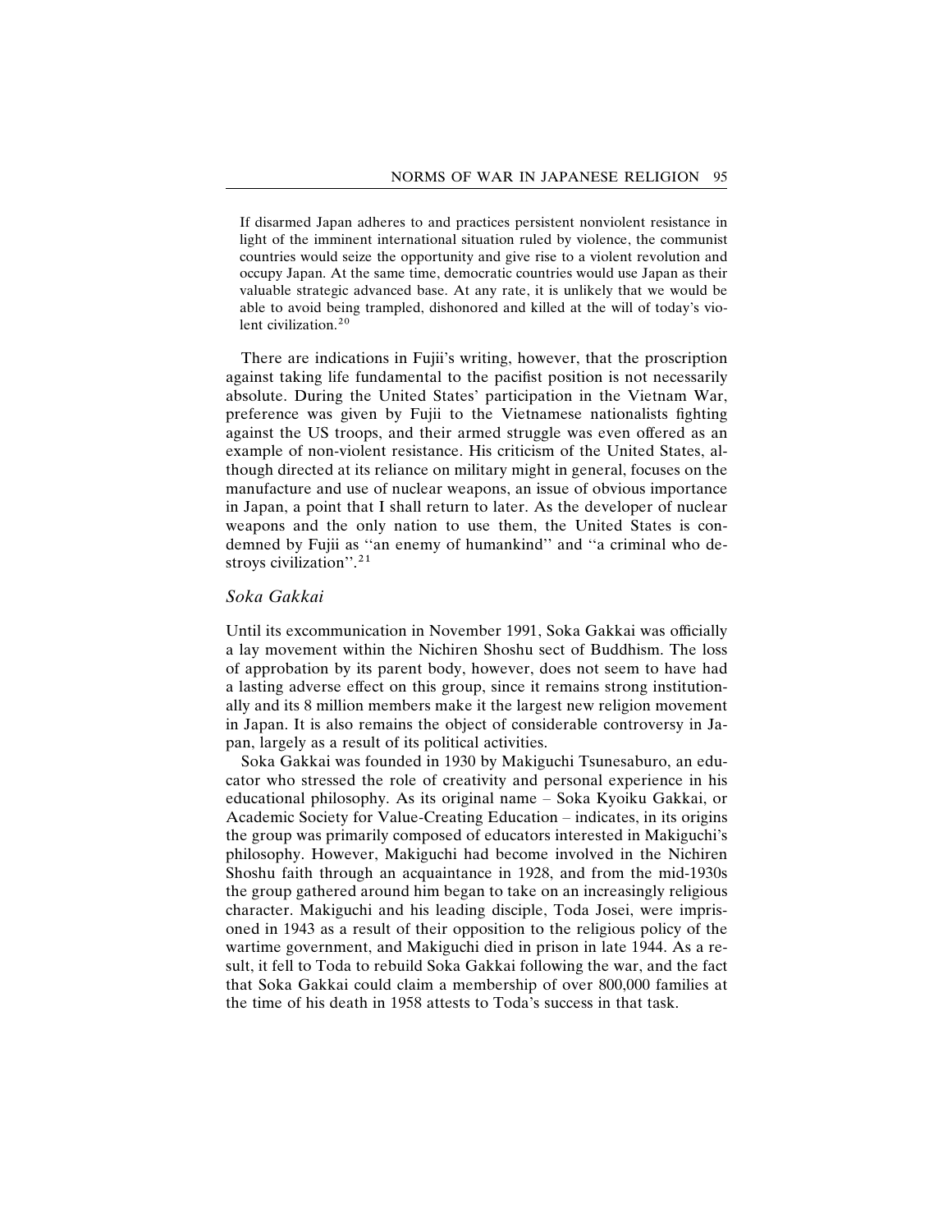> If disarmed Japan adheres to and practices persistent nonviolent resistance in light of the imminent international situation ruled by violence, the communist countries would seize the opportunity and give rise to a violent revolution and occupy Japan. At the same time, democratic countries would use Japan as their valuable strategic advanced base. At any rate, it is unlikely that we would be able to avoid being trampled, dishonored and killed at the will of today's violent civilization.[20]

There are indications in Fujii's writing, however, that the proscription against taking life fundamental to the pacifist position is not necessarily absolute. During the United States' participation in the Vietnam War, preference was given by Fujii to the Vietnamese nationalists fighting against the US troops, and their armed struggle was even offered as an example of non-violent resistance. His criticism of the United States, although directed at its reliance on military might in general, focuses on the manufacture and use of nuclear weapons, an issue of obvious importance in Japan, a point that I shall return to later. As the developer of nuclear weapons and the only nation to use them, the United States is condemned by Fujii as ''an enemy of humankind'' and ''a criminal who destroys civilization''.[21]

### *Soka Gakkai*

Until its excommunication in November 1991, Soka Gakkai was officially a lay movement within the Nichiren Shoshu sect of Buddhism. The loss of approbation by its parent body, however, does not seem to have had a lasting adverse effect on this group, since it remains strong institutionally and its 8 million members make it the largest new religion movement in Japan. It is also remains the object of considerable controversy in Japan, largely as a result of its political activities.

Soka Gakkai was founded in 1930 by Makiguchi Tsunesaburo, an educator who stressed the role of creativity and personal experience in his educational philosophy. As its original name – Soka Kyoiku Gakkai, or Academic Society for Value-Creating Education – indicates, in its origins the group was primarily composed of educators interested in Makiguchi's philosophy. However, Makiguchi had become involved in the Nichiren Shoshu faith through an acquaintance in 1928, and from the mid-1930s the group gathered around him began to take on an increasingly religious character. Makiguchi and his leading disciple, Toda Josei, were imprisoned in 1943 as a result of their opposition to the religious policy of the wartime government, and Makiguchi died in prison in late 1944. As a result, it fell to Toda to rebuild Soka Gakkai following the war, and the fact that Soka Gakkai could claim a membership of over 800,000 families at the time of his death in 1958 attests to Toda's success in that task.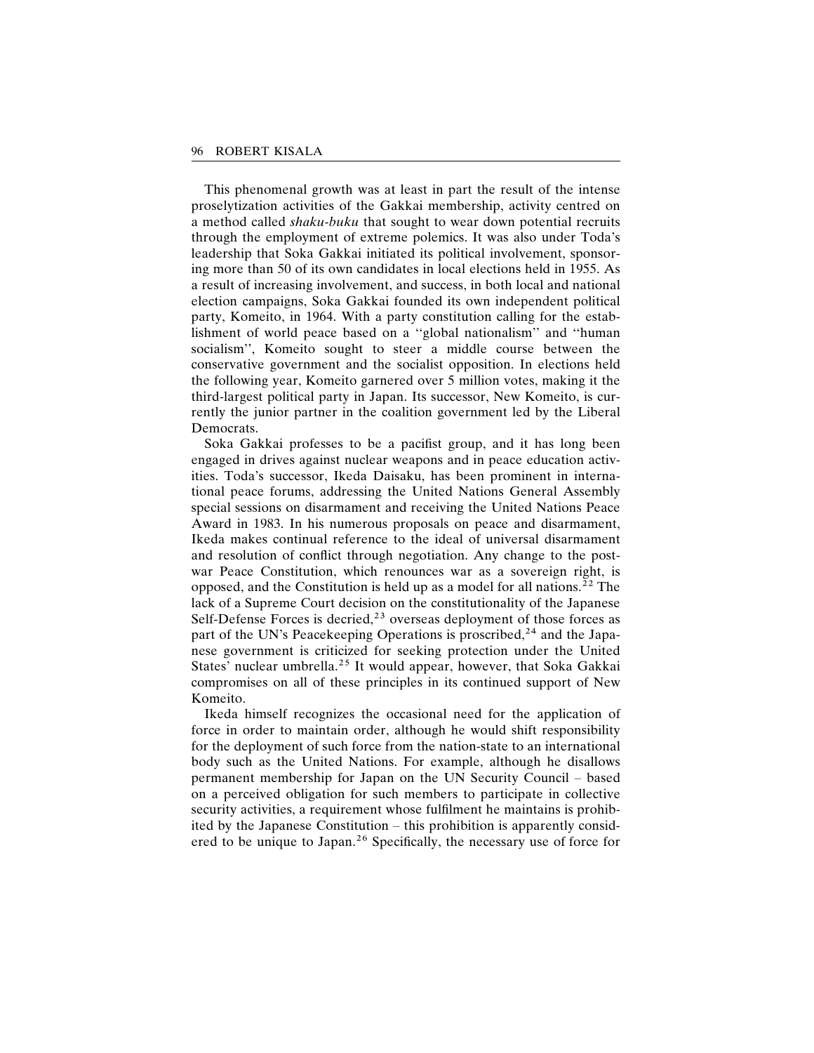This phenomenal growth was at least in part the result of the intense proselytization activities of the Gakkai membership, activity centred on a method called *shaku-buku* that sought to wear down potential recruits through the employment of extreme polemics. It was also under Toda's leadership that Soka Gakkai initiated its political involvement, sponsoring more than 50 of its own candidates in local elections held in 1955. As a result of increasing involvement, and success, in both local and national election campaigns, Soka Gakkai founded its own independent political party, Komeito, in 1964. With a party constitution calling for the establishment of world peace based on a ''global nationalism'' and ''human socialism'', Komeito sought to steer a middle course between the conservative government and the socialist opposition. In elections held the following year, Komeito garnered over 5 million votes, making it the third-largest political party in Japan. Its successor, New Komeito, is currently the junior partner in the coalition government led by the Liberal Democrats.

Soka Gakkai professes to be a pacifist group, and it has long been engaged in drives against nuclear weapons and in peace education activities. Toda's successor, Ikeda Daisaku, has been prominent in international peace forums, addressing the United Nations General Assembly special sessions on disarmament and receiving the United Nations Peace Award in 1983. In his numerous proposals on peace and disarmament, Ikeda makes continual reference to the ideal of universal disarmament and resolution of conflict through negotiation. Any change to the post-war Peace Constitution, which renounces war as a sovereign right, is opposed, and the Constitution is held up as a model for all nations.[22] The lack of a Supreme Court decision on the constitutionality of the Japanese Self-Defense Forces is decried,[23] overseas deployment of those forces as part of the UN's Peacekeeping Operations is proscribed,[24] and the Japanese government is criticized for seeking protection under the United States' nuclear umbrella.[25] It would appear, however, that Soka Gakkai compromises on all of these principles in its continued support of New Komeito.

Ikeda himself recognizes the occasional need for the application of force in order to maintain order, although he would shift responsibility for the deployment of such force from the nation-state to an international body such as the United Nations. For example, although he disallows permanent membership for Japan on the UN Security Council – based on a perceived obligation for such members to participate in collective security activities, a requirement whose fulfilment he maintains is prohibited by the Japanese Constitution – this prohibition is apparently considered to be unique to Japan.[26] Specifically, the necessary use of force for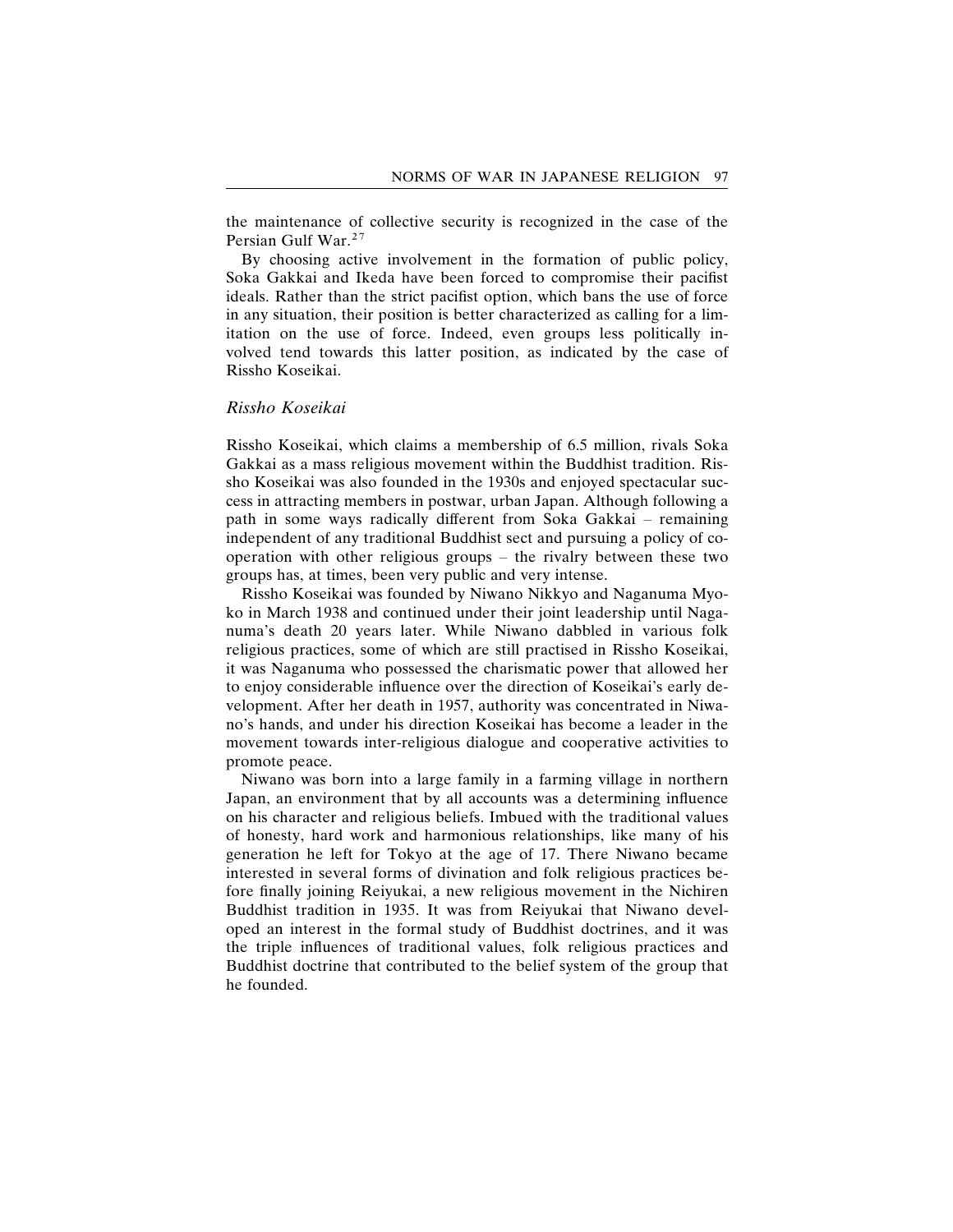the maintenance of collective security is recognized in the case of the Persian Gulf War.[27]

By choosing active involvement in the formation of public policy, Soka Gakkai and Ikeda have been forced to compromise their pacifist ideals. Rather than the strict pacifist option, which bans the use of force in any situation, their position is better characterized as calling for a limitation on the use of force. Indeed, even groups less politically involved tend towards this latter position, as indicated by the case of Rissho Koseikai.

### *Rissho Koseikai*

Rissho Koseikai, which claims a membership of 6.5 million, rivals Soka Gakkai as a mass religious movement within the Buddhist tradition. Rissho Koseikai was also founded in the 1930s and enjoyed spectacular success in attracting members in postwar, urban Japan. Although following a path in some ways radically different from Soka Gakkai – remaining independent of any traditional Buddhist sect and pursuing a policy of co-operation with other religious groups – the rivalry between these two groups has, at times, been very public and very intense.

Rissho Koseikai was founded by Niwano Nikkyo and Naganuma Myoko in March 1938 and continued under their joint leadership until Naganuma's death 20 years later. While Niwano dabbled in various folk religious practices, some of which are still practised in Rissho Koseikai, it was Naganuma who possessed the charismatic power that allowed her to enjoy considerable influence over the direction of Koseikai's early development. After her death in 1957, authority was concentrated in Niwano's hands, and under his direction Koseikai has become a leader in the movement towards inter-religious dialogue and cooperative activities to promote peace.

Niwano was born into a large family in a farming village in northern Japan, an environment that by all accounts was a determining influence on his character and religious beliefs. Imbued with the traditional values of honesty, hard work and harmonious relationships, like many of his generation he left for Tokyo at the age of 17. There Niwano became interested in several forms of divination and folk religious practices before finally joining Reiyukai, a new religious movement in the Nichiren Buddhist tradition in 1935. It was from Reiyukai that Niwano developed an interest in the formal study of Buddhist doctrines, and it was the triple influences of traditional values, folk religious practices and Buddhist doctrine that contributed to the belief system of the group that he founded.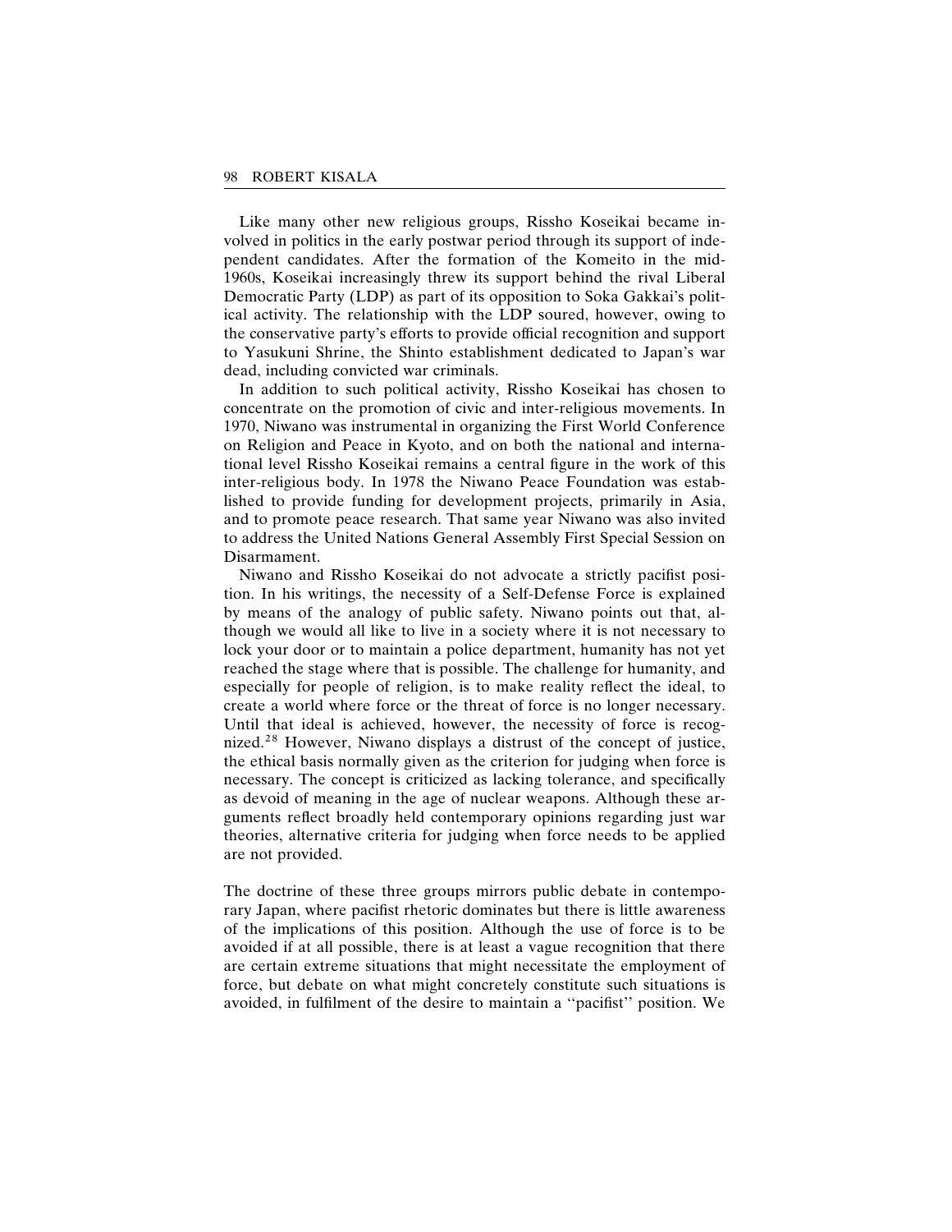Like many other new religious groups, Rissho Koseikai became involved in politics in the early postwar period through its support of independent candidates. After the formation of the Komeito in the mid-1960s, Koseikai increasingly threw its support behind the rival Liberal Democratic Party (LDP) as part of its opposition to Soka Gakkai's political activity. The relationship with the LDP soured, however, owing to the conservative party's efforts to provide official recognition and support to Yasukuni Shrine, the Shinto establishment dedicated to Japan's war dead, including convicted war criminals.

In addition to such political activity, Rissho Koseikai has chosen to concentrate on the promotion of civic and inter-religious movements. In 1970, Niwano was instrumental in organizing the First World Conference on Religion and Peace in Kyoto, and on both the national and international level Rissho Koseikai remains a central figure in the work of this inter-religious body. In 1978 the Niwano Peace Foundation was established to provide funding for development projects, primarily in Asia, and to promote peace research. That same year Niwano was also invited to address the United Nations General Assembly First Special Session on Disarmament.

Niwano and Rissho Koseikai do not advocate a strictly pacifist position. In his writings, the necessity of a Self-Defense Force is explained by means of the analogy of public safety. Niwano points out that, although we would all like to live in a society where it is not necessary to lock your door or to maintain a police department, humanity has not yet reached the stage where that is possible. The challenge for humanity, and especially for people of religion, is to make reality reflect the ideal, to create a world where force or the threat of force is no longer necessary. Until that ideal is achieved, however, the necessity of force is recognized.[28] However, Niwano displays a distrust of the concept of justice, the ethical basis normally given as the criterion for judging when force is necessary. The concept is criticized as lacking tolerance, and specifically as devoid of meaning in the age of nuclear weapons. Although these arguments reflect broadly held contemporary opinions regarding just war theories, alternative criteria for judging when force needs to be applied are not provided.

The doctrine of these three groups mirrors public debate in contemporary Japan, where pacifist rhetoric dominates but there is little awareness of the implications of this position. Although the use of force is to be avoided if at all possible, there is at least a vague recognition that there are certain extreme situations that might necessitate the employment of force, but debate on what might concretely constitute such situations is avoided, in fulfilment of the desire to maintain a "pacifist" position. We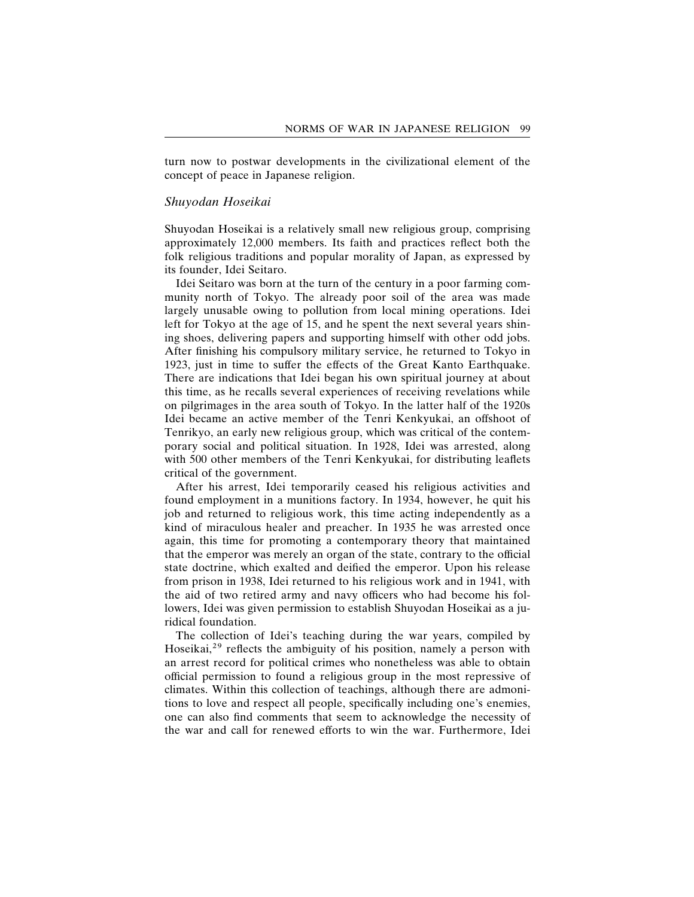turn now to postwar developments in the civilizational element of the concept of peace in Japanese religion.

### *Shuyodan Hoseikai*

Shuyodan Hoseikai is a relatively small new religious group, comprising approximately 12,000 members. Its faith and practices reflect both the folk religious traditions and popular morality of Japan, as expressed by its founder, Idei Seitaro.

Idei Seitaro was born at the turn of the century in a poor farming community north of Tokyo. The already poor soil of the area was made largely unusable owing to pollution from local mining operations. Idei left for Tokyo at the age of 15, and he spent the next several years shining shoes, delivering papers and supporting himself with other odd jobs. After finishing his compulsory military service, he returned to Tokyo in 1923, just in time to suffer the effects of the Great Kanto Earthquake. There are indications that Idei began his own spiritual journey at about this time, as he recalls several experiences of receiving revelations while on pilgrimages in the area south of Tokyo. In the latter half of the 1920s Idei became an active member of the Tenri Kenkyukai, an offshoot of Tenrikyo, an early new religious group, which was critical of the contemporary social and political situation. In 1928, Idei was arrested, along with 500 other members of the Tenri Kenkyukai, for distributing leaflets critical of the government.

After his arrest, Idei temporarily ceased his religious activities and found employment in a munitions factory. In 1934, however, he quit his job and returned to religious work, this time acting independently as a kind of miraculous healer and preacher. In 1935 he was arrested once again, this time for promoting a contemporary theory that maintained that the emperor was merely an organ of the state, contrary to the official state doctrine, which exalted and deified the emperor. Upon his release from prison in 1938, Idei returned to his religious work and in 1941, with the aid of two retired army and navy officers who had become his followers, Idei was given permission to establish Shuyodan Hoseikai as a juridical foundation.

The collection of Idei's teaching during the war years, compiled by Hoseikai,[29] reflects the ambiguity of his position, namely a person with an arrest record for political crimes who nonetheless was able to obtain official permission to found a religious group in the most repressive of climates. Within this collection of teachings, although there are admonitions to love and respect all people, specifically including one's enemies, one can also find comments that seem to acknowledge the necessity of the war and call for renewed efforts to win the war. Furthermore, Idei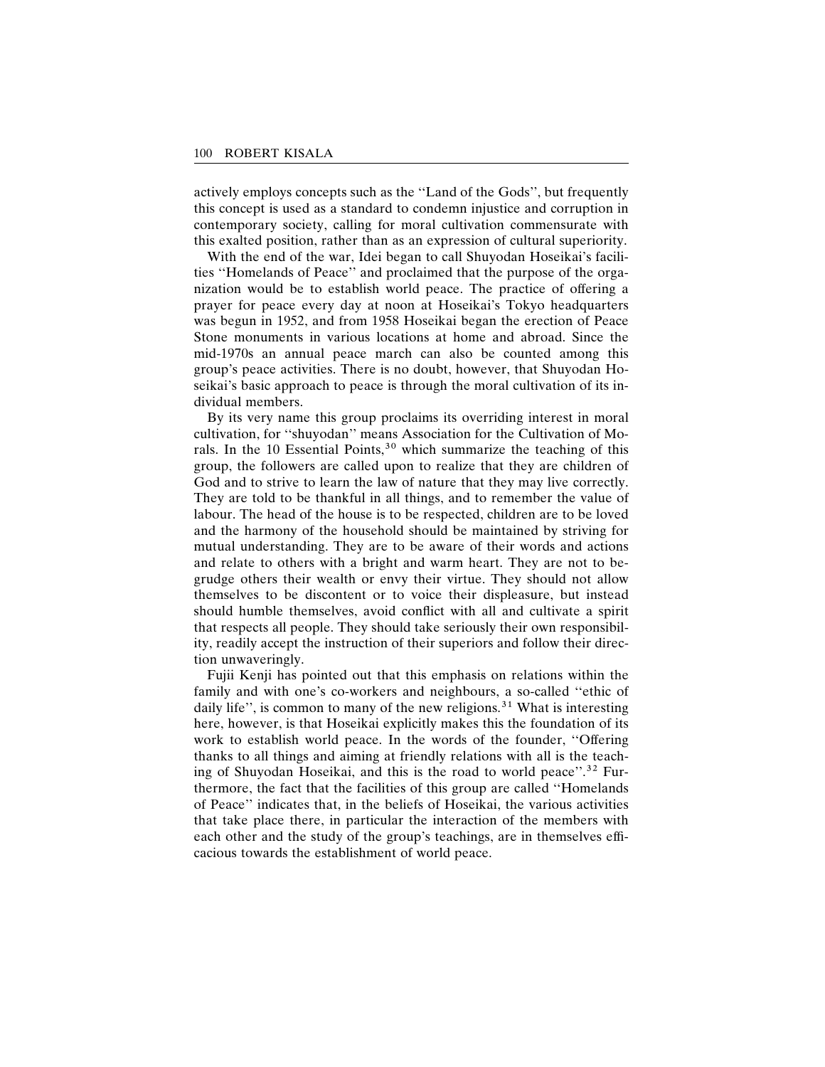actively employs concepts such as the "Land of the Gods", but frequently this concept is used as a standard to condemn injustice and corruption in contemporary society, calling for moral cultivation commensurate with this exalted position, rather than as an expression of cultural superiority.

With the end of the war, Idei began to call Shuyodan Hoseikai's facilities "Homelands of Peace" and proclaimed that the purpose of the organization would be to establish world peace. The practice of offering a prayer for peace every day at noon at Hoseikai's Tokyo headquarters was begun in 1952, and from 1958 Hoseikai began the erection of Peace Stone monuments in various locations at home and abroad. Since the mid-1970s an annual peace march can also be counted among this group's peace activities. There is no doubt, however, that Shuyodan Hoseikai's basic approach to peace is through the moral cultivation of its individual members.

By its very name this group proclaims its overriding interest in moral cultivation, for "shuyodan" means Association for the Cultivation of Morals. In the 10 Essential Points,[30] which summarize the teaching of this group, the followers are called upon to realize that they are children of God and to strive to learn the law of nature that they may live correctly. They are told to be thankful in all things, and to remember the value of labour. The head of the house is to be respected, children are to be loved and the harmony of the household should be maintained by striving for mutual understanding. They are to be aware of their words and actions and relate to others with a bright and warm heart. They are not to begrudge others their wealth or envy their virtue. They should not allow themselves to be discontent or to voice their displeasure, but instead should humble themselves, avoid conflict with all and cultivate a spirit that respects all people. They should take seriously their own responsibility, readily accept the instruction of their superiors and follow their direction unwaveringly.

Fujii Kenji has pointed out that this emphasis on relations within the family and with one's co-workers and neighbours, a so-called "ethic of daily life", is common to many of the new religions.[31] What is interesting here, however, is that Hoseikai explicitly makes this the foundation of its work to establish world peace. In the words of the founder, "Offering thanks to all things and aiming at friendly relations with all is the teaching of Shuyodan Hoseikai, and this is the road to world peace".[32] Furthermore, the fact that the facilities of this group are called "Homelands of Peace" indicates that, in the beliefs of Hoseikai, the various activities that take place there, in particular the interaction of the members with each other and the study of the group's teachings, are in themselves efficacious towards the establishment of world peace.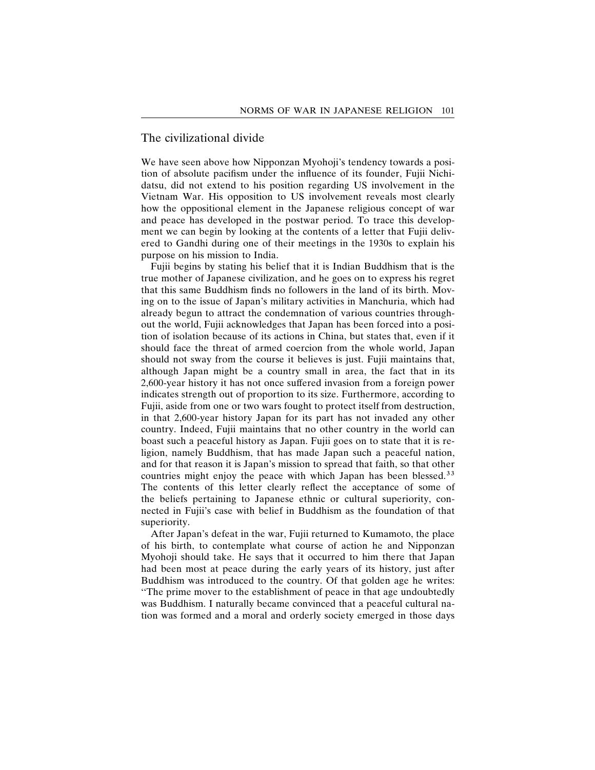## The civilizational divide

We have seen above how Nipponzan Myohoji's tendency towards a position of absolute pacifism under the influence of its founder, Fujii Nichidatsu, did not extend to his position regarding US involvement in the Vietnam War. His opposition to US involvement reveals most clearly how the oppositional element in the Japanese religious concept of war and peace has developed in the postwar period. To trace this development we can begin by looking at the contents of a letter that Fujii delivered to Gandhi during one of their meetings in the 1930s to explain his purpose on his mission to India.

Fujii begins by stating his belief that it is Indian Buddhism that is the true mother of Japanese civilization, and he goes on to express his regret that this same Buddhism finds no followers in the land of its birth. Moving on to the issue of Japan's military activities in Manchuria, which had already begun to attract the condemnation of various countries throughout the world, Fujii acknowledges that Japan has been forced into a position of isolation because of its actions in China, but states that, even if it should face the threat of armed coercion from the whole world, Japan should not sway from the course it believes is just. Fujii maintains that, although Japan might be a country small in area, the fact that in its 2,600-year history it has not once suffered invasion from a foreign power indicates strength out of proportion to its size. Furthermore, according to Fujii, aside from one or two wars fought to protect itself from destruction, in that 2,600-year history Japan for its part has not invaded any other country. Indeed, Fujii maintains that no other country in the world can boast such a peaceful history as Japan. Fujii goes on to state that it is religion, namely Buddhism, that has made Japan such a peaceful nation, and for that reason it is Japan's mission to spread that faith, so that other countries might enjoy the peace with which Japan has been blessed.[33] The contents of this letter clearly reflect the acceptance of some of the beliefs pertaining to Japanese ethnic or cultural superiority, connected in Fujii's case with belief in Buddhism as the foundation of that superiority.

After Japan's defeat in the war, Fujii returned to Kumamoto, the place of his birth, to contemplate what course of action he and Nipponzan Myohoji should take. He says that it occurred to him there that Japan had been most at peace during the early years of its history, just after Buddhism was introduced to the country. Of that golden age he writes: "The prime mover to the establishment of peace in that age undoubtedly was Buddhism. I naturally became convinced that a peaceful cultural nation was formed and a moral and orderly society emerged in those days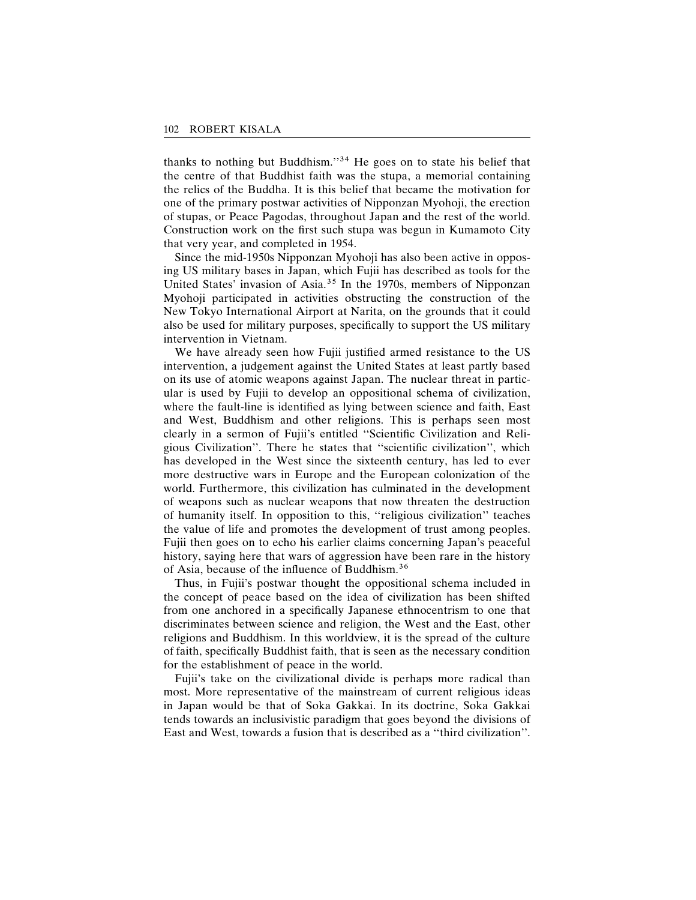thanks to nothing but Buddhism.''[34] He goes on to state his belief that the centre of that Buddhist faith was the stupa, a memorial containing the relics of the Buddha. It is this belief that became the motivation for one of the primary postwar activities of Nipponzan Myohoji, the erection of stupas, or Peace Pagodas, throughout Japan and the rest of the world. Construction work on the first such stupa was begun in Kumamoto City that very year, and completed in 1954.

Since the mid-1950s Nipponzan Myohoji has also been active in opposing US military bases in Japan, which Fujii has described as tools for the United States' invasion of Asia.[35] In the 1970s, members of Nipponzan Myohoji participated in activities obstructing the construction of the New Tokyo International Airport at Narita, on the grounds that it could also be used for military purposes, specifically to support the US military intervention in Vietnam.

We have already seen how Fujii justified armed resistance to the US intervention, a judgement against the United States at least partly based on its use of atomic weapons against Japan. The nuclear threat in particular is used by Fujii to develop an oppositional schema of civilization, where the fault-line is identified as lying between science and faith, East and West, Buddhism and other religions. This is perhaps seen most clearly in a sermon of Fujii's entitled ''Scientific Civilization and Religious Civilization''. There he states that ''scientific civilization'', which has developed in the West since the sixteenth century, has led to ever more destructive wars in Europe and the European colonization of the world. Furthermore, this civilization has culminated in the development of weapons such as nuclear weapons that now threaten the destruction of humanity itself. In opposition to this, ''religious civilization'' teaches the value of life and promotes the development of trust among peoples. Fujii then goes on to echo his earlier claims concerning Japan's peaceful history, saying here that wars of aggression have been rare in the history of Asia, because of the influence of Buddhism.[36]

Thus, in Fujii's postwar thought the oppositional schema included in the concept of peace based on the idea of civilization has been shifted from one anchored in a specifically Japanese ethnocentrism to one that discriminates between science and religion, the West and the East, other religions and Buddhism. In this worldview, it is the spread of the culture of faith, specifically Buddhist faith, that is seen as the necessary condition for the establishment of peace in the world.

Fujii's take on the civilizational divide is perhaps more radical than most. More representative of the mainstream of current religious ideas in Japan would be that of Soka Gakkai. In its doctrine, Soka Gakkai tends towards an inclusivistic paradigm that goes beyond the divisions of East and West, towards a fusion that is described as a ''third civilization''.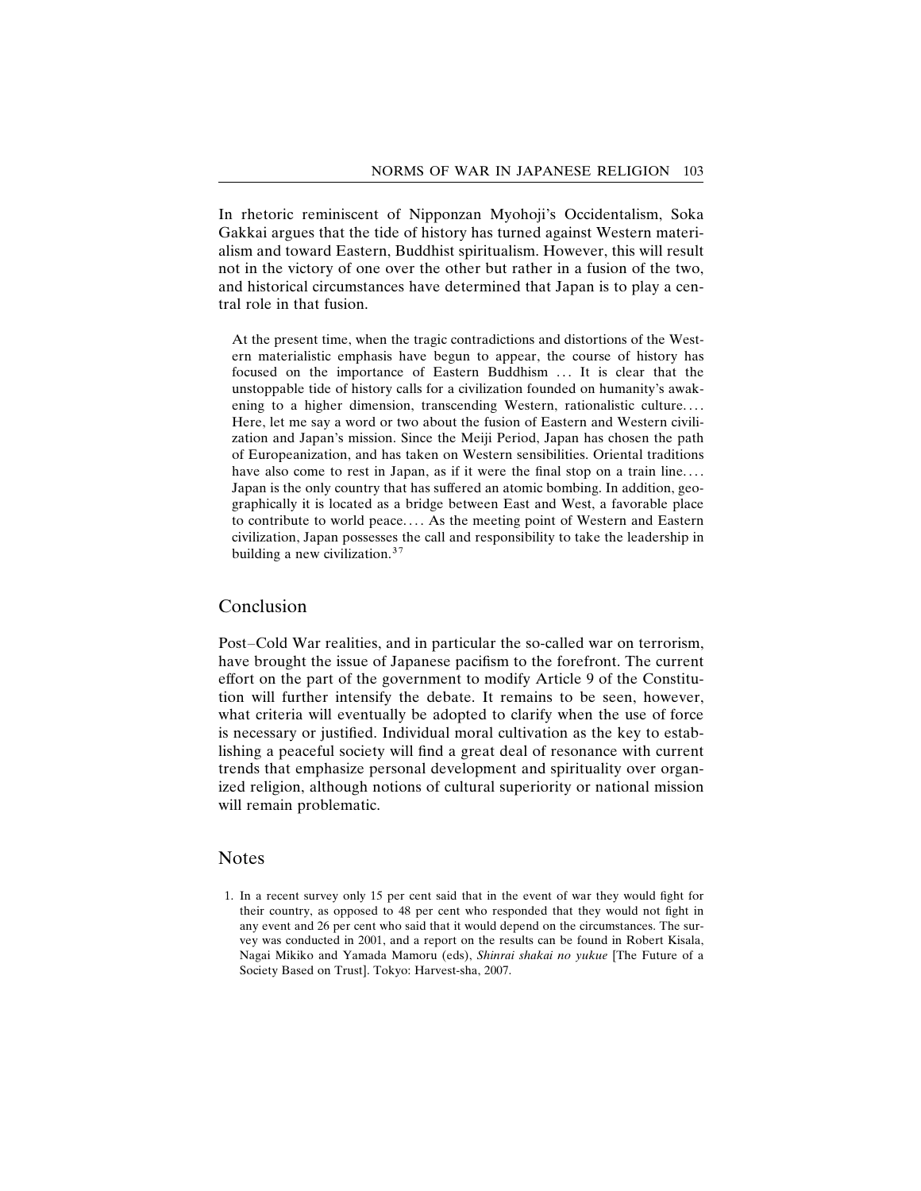In rhetoric reminiscent of Nipponzan Myohoji's Occidentalism, Soka Gakkai argues that the tide of history has turned against Western materialism and toward Eastern, Buddhist spiritualism. However, this will result not in the victory of one over the other but rather in a fusion of the two, and historical circumstances have determined that Japan is to play a central role in that fusion.

> At the present time, when the tragic contradictions and distortions of the Western materialistic emphasis have begun to appear, the course of history has focused on the importance of Eastern Buddhism … It is clear that the unstoppable tide of history calls for a civilization founded on humanity's awakening to a higher dimension, transcending Western, rationalistic culture. … Here, let me say a word or two about the fusion of Eastern and Western civilization and Japan's mission. Since the Meiji Period, Japan has chosen the path of Europeanization, and has taken on Western sensibilities. Oriental traditions have also come to rest in Japan, as if it were the final stop on a train line. … Japan is the only country that has suffered an atomic bombing. In addition, geographically it is located as a bridge between East and West, a favorable place to contribute to world peace. … As the meeting point of Western and Eastern civilization, Japan possesses the call and responsibility to take the leadership in building a new civilization.[37]

## Conclusion

Post–Cold War realities, and in particular the so-called war on terrorism, have brought the issue of Japanese pacifism to the forefront. The current effort on the part of the government to modify Article 9 of the Constitution will further intensify the debate. It remains to be seen, however, what criteria will eventually be adopted to clarify when the use of force is necessary or justified. Individual moral cultivation as the key to establishing a peaceful society will find a great deal of resonance with current trends that emphasize personal development and spirituality over organized religion, although notions of cultural superiority or national mission will remain problematic.

## Notes

1. In a recent survey only 15 per cent said that in the event of war they would fight for their country, as opposed to 48 per cent who responded that they would not fight in any event and 26 per cent who said that it would depend on the circumstances. The survey was conducted in 2001, and a report on the results can be found in Robert Kisala, Nagai Mikiko and Yamada Mamoru (eds), *Shinrai shakai no yukue* [The Future of a Society Based on Trust]. Tokyo: Harvest-sha, 2007.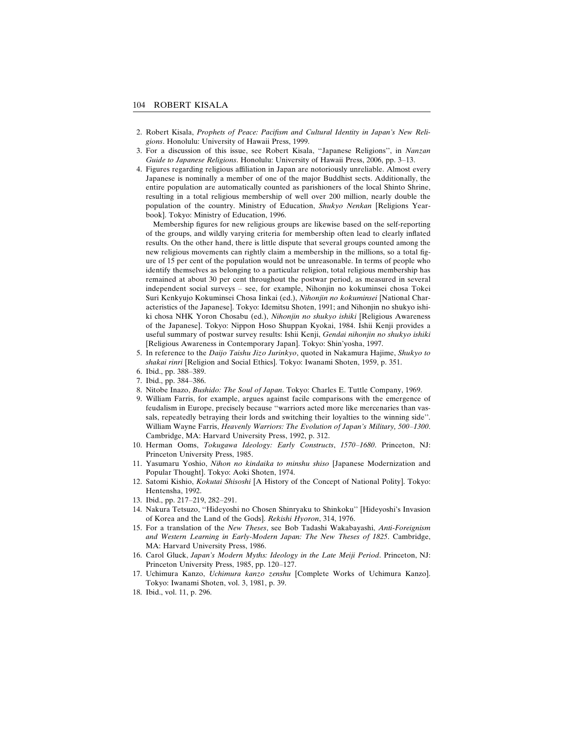2. Robert Kisala, *Prophets of Peace: Pacifism and Cultural Identity in Japan's New Religions*. Honolulu: University of Hawaii Press, 1999.
3. For a discussion of this issue, see Robert Kisala, ''Japanese Religions'', in *Nanzan Guide to Japanese Religions*. Honolulu: University of Hawaii Press, 2006, pp. 3–13.
4. Figures regarding religious affiliation in Japan are notoriously unreliable. Almost every Japanese is nominally a member of one of the major Buddhist sects. Additionally, the entire population are automatically counted as parishioners of the local Shinto Shrine, resulting in a total religious membership of well over 200 million, nearly double the population of the country. Ministry of Education, *Shukyo Nenkan* [Religions Yearbook]. Tokyo: Ministry of Education, 1996.

   Membership figures for new religious groups are likewise based on the self-reporting of the groups, and wildly varying criteria for membership often lead to clearly inflated results. On the other hand, there is little dispute that several groups counted among the new religious movements can rightly claim a membership in the millions, so a total figure of 15 per cent of the population would not be unreasonable. In terms of people who identify themselves as belonging to a particular religion, total religious membership has remained at about 30 per cent throughout the postwar period, as measured in several independent social surveys – see, for example, Nihonjin no kokuminsei chosa Tokei Suri Kenkyujo Kokuminsei Chosa Iinkai (ed.), *Nihonjin no kokuminsei* [National Characteristics of the Japanese]. Tokyo: Idemitsu Shoten, 1991; and Nihonjin no shukyo ishiki chosa NHK Yoron Chosabu (ed.), *Nihonjin no shukyo ishiki* [Religious Awareness of the Japanese]. Tokyo: Nippon Hoso Shuppan Kyokai, 1984. Ishii Kenji provides a useful summary of postwar survey results: Ishii Kenji, *Gendai nihonjin no shukyo ishiki* [Religious Awareness in Contemporary Japan]. Tokyo: Shin'yosha, 1997.
5. In reference to the *Daijo Taishu Jizo Jurinkyo*, quoted in Nakamura Hajime, *Shukyo to shakai rinri* [Religion and Social Ethics]. Tokyo: Iwanami Shoten, 1959, p. 351.
6. Ibid., pp. 388–389.
7. Ibid., pp. 384–386.
8. Nitobe Inazo, *Bushido: The Soul of Japan*. Tokyo: Charles E. Tuttle Company, 1969.
9. William Farris, for example, argues against facile comparisons with the emergence of feudalism in Europe, precisely because ''warriors acted more like mercenaries than vassals, repeatedly betraying their lords and switching their loyalties to the winning side''. William Wayne Farris, *Heavenly Warriors: The Evolution of Japan's Military, 500–1300*. Cambridge, MA: Harvard University Press, 1992, p. 312.
10. Herman Ooms, *Tokugawa Ideology: Early Constructs, 1570–1680*. Princeton, NJ: Princeton University Press, 1985.
11. Yasumaru Yoshio, *Nihon no kindaika to minshu shiso* [Japanese Modernization and Popular Thought]. Tokyo: Aoki Shoten, 1974.
12. Satomi Kishio, *Kokutai Shisoshi* [A History of the Concept of National Polity]. Tokyo: Hentensha, 1992.
13. Ibid., pp. 217–219, 282–291.
14. Nakura Tetsuzo, ''Hideyoshi no Chosen Shinryaku to Shinkoku'' [Hideyoshi's Invasion of Korea and the Land of the Gods]. *Rekishi Hyoron*, 314, 1976.
15. For a translation of the *New Theses*, see Bob Tadashi Wakabayashi, *Anti-Foreignism and Western Learning in Early-Modern Japan: The New Theses of 1825*. Cambridge, MA: Harvard University Press, 1986.
16. Carol Gluck, *Japan's Modern Myths: Ideology in the Late Meiji Period*. Princeton, NJ: Princeton University Press, 1985, pp. 120–127.
17. Uchimura Kanzo, *Uchimura kanzo zenshu* [Complete Works of Uchimura Kanzo]. Tokyo: Iwanami Shoten, vol. 3, 1981, p. 39.
18. Ibid., vol. 11, p. 296.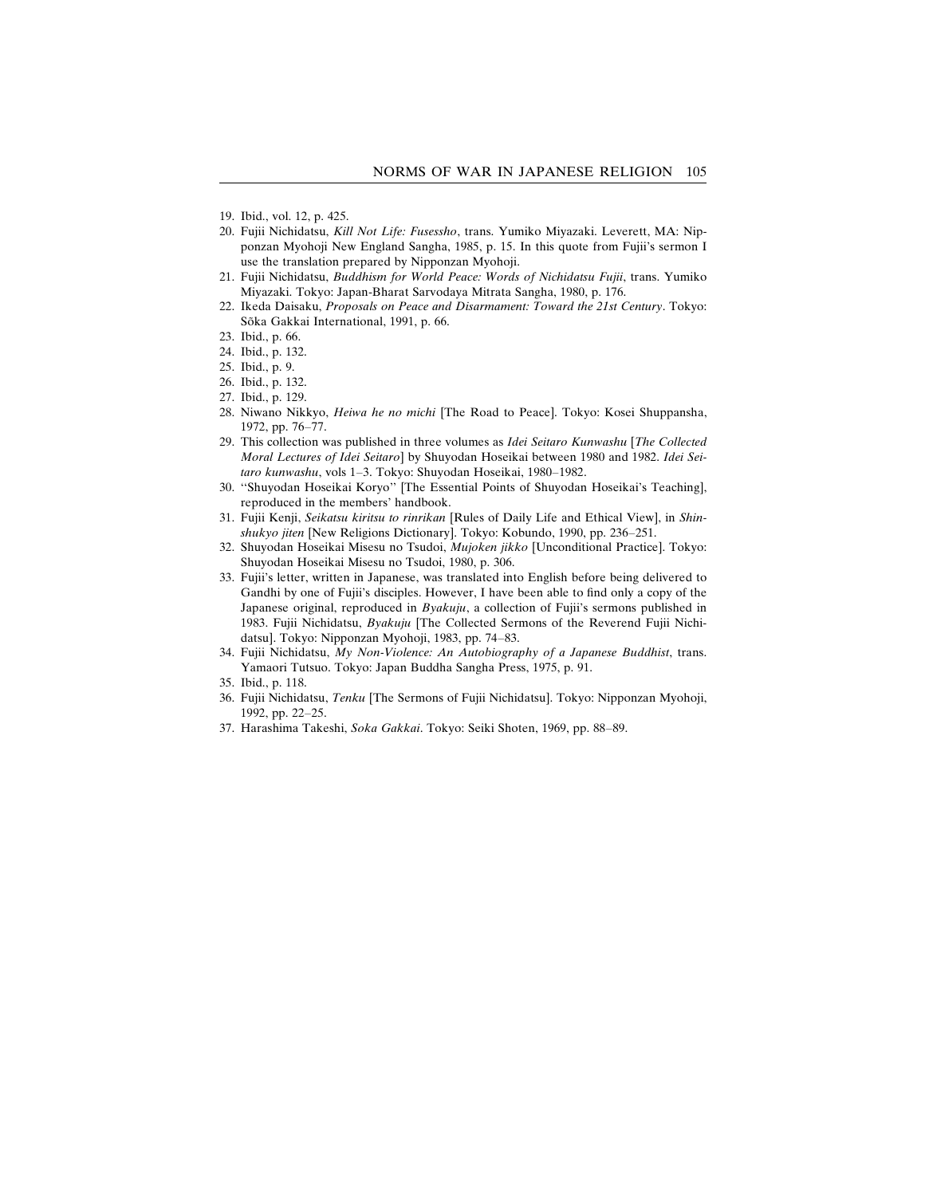19. Ibid., vol. 12, p. 425.
20. Fujii Nichidatsu, *Kill Not Life: Fusessho*, trans. Yumiko Miyazaki. Leverett, MA: Nipponzan Myohoji New England Sangha, 1985, p. 15. In this quote from Fujii's sermon I use the translation prepared by Nipponzan Myohoji.
21. Fujii Nichidatsu, *Buddhism for World Peace: Words of Nichidatsu Fujii*, trans. Yumiko Miyazaki. Tokyo: Japan-Bharat Sarvodaya Mitrata Sangha, 1980, p. 176.
22. Ikeda Daisaku, *Proposals on Peace and Disarmament: Toward the 21st Century*. Tokyo: Sôka Gakkai International, 1991, p. 66.
23. Ibid., p. 66.
24. Ibid., p. 132.
25. Ibid., p. 9.
26. Ibid., p. 132.
27. Ibid., p. 129.
28. Niwano Nikkyo, *Heiwa he no michi* [The Road to Peace]. Tokyo: Kosei Shuppansha, 1972, pp. 76–77.
29. This collection was published in three volumes as *Idei Seitaro Kunwashu* [*The Collected Moral Lectures of Idei Seitaro*] by Shuyodan Hoseikai between 1980 and 1982. *Idei Seitaro kunwashu*, vols 1–3. Tokyo: Shuyodan Hoseikai, 1980–1982.
30. ''Shuyodan Hoseikai Koryo'' [The Essential Points of Shuyodan Hoseikai's Teaching], reproduced in the members' handbook.
31. Fujii Kenji, *Seikatsu kiritsu to rinrikan* [Rules of Daily Life and Ethical View], in *Shinshukyo jiten* [New Religions Dictionary]. Tokyo: Kobundo, 1990, pp. 236–251.
32. Shuyodan Hoseikai Misesu no Tsudoi, *Mujoken jikko* [Unconditional Practice]. Tokyo: Shuyodan Hoseikai Misesu no Tsudoi, 1980, p. 306.
33. Fujii's letter, written in Japanese, was translated into English before being delivered to Gandhi by one of Fujii's disciples. However, I have been able to find only a copy of the Japanese original, reproduced in *Byakuju*, a collection of Fujii's sermons published in 1983. Fujii Nichidatsu, *Byakuju* [The Collected Sermons of the Reverend Fujii Nichidatsu]. Tokyo: Nipponzan Myohoji, 1983, pp. 74–83.
34. Fujii Nichidatsu, *My Non-Violence: An Autobiography of a Japanese Buddhist*, trans. Yamaori Tutsuo. Tokyo: Japan Buddha Sangha Press, 1975, p. 91.
35. Ibid., p. 118.
36. Fujii Nichidatsu, *Tenku* [The Sermons of Fujii Nichidatsu]. Tokyo: Nipponzan Myohoji, 1992, pp. 22–25.
37. Harashima Takeshi, *Soka Gakkai*. Tokyo: Seiki Shoten, 1969, pp. 88–89.